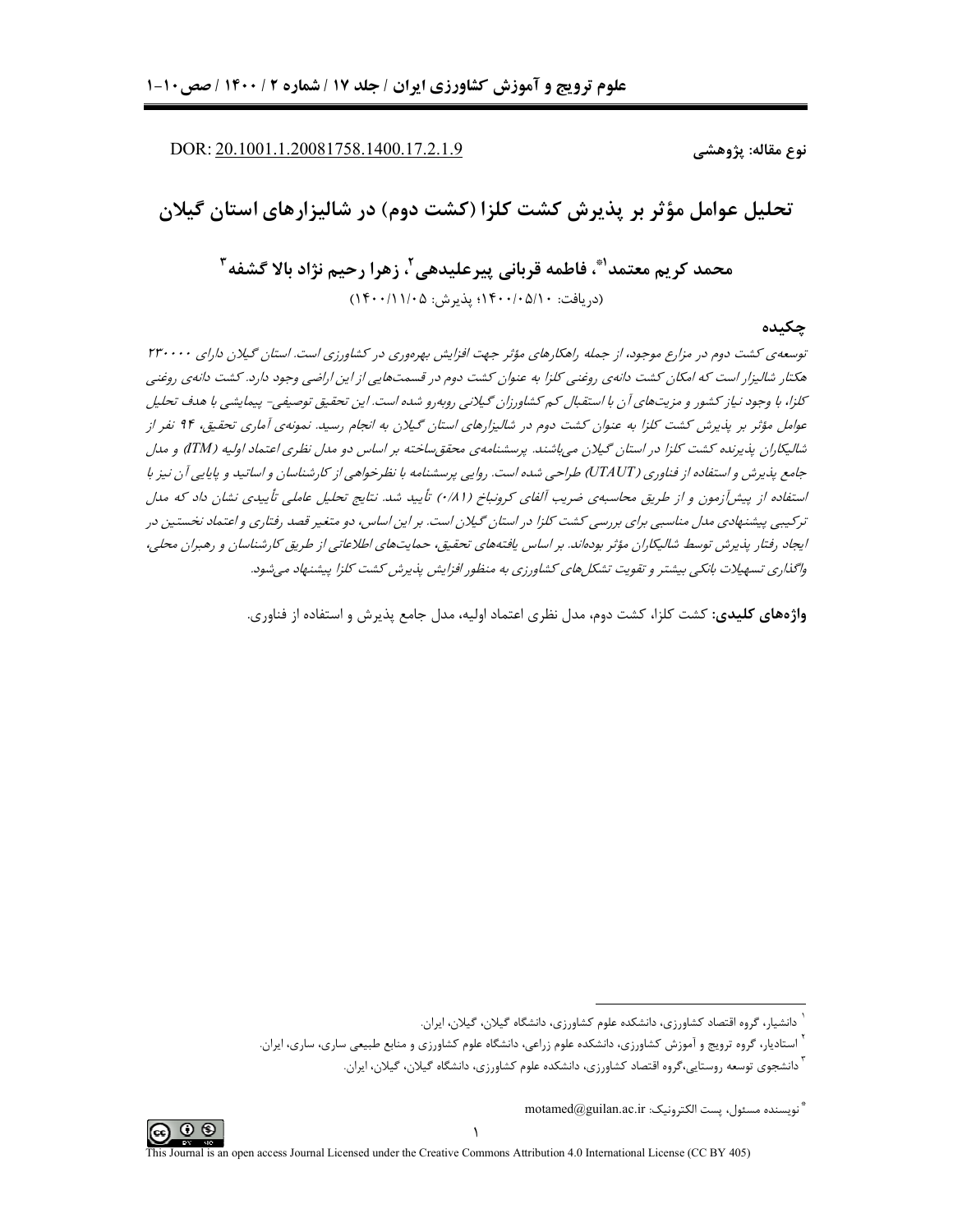DOR: 20.1001.1.20081758.1400.17.2.1.9

**نوع مقاله: پژوهشی**

# تحلیل عوامل مؤثر بر پذیرش کشت کلزا (کشت دوم) در شالیزارهای استان گیلان

**محمد کریم معتمد[1]*، فاطمه قربانی پیرعلیدهی[2]، زهرا رحیم نژاد بالا گشفه[3]**

(دریافت: ۱۴۰۰/۰۵/۱۰؛ پذیرش: ۱۴۰۰/۱۱/۰۵)

## چکیده

*توسعه‌ی کشت دوم در مزارع موجود، از جمله راهکارهای مؤثر جهت افزایش بهره‌وری در کشاورزی است. استان گیلان دارای ۲۳۰۰۰۰ هکتار شالیزار است که امکان کشت دانه‌ی روغنی کلزا به عنوان کشت دوم در قسمت‌هایی از این اراضی وجود دارد. کشت دانه‌ی روغنی کلزا، با وجود نیاز کشور و مزیت‌های آن با استقبال کم کشاورزان گیلانی روبه‌رو شده است. این تحقیق توصیفی- پیمایشی با هدف تحلیل عوامل مؤثر بر پذیرش کشت کلزا به عنوان کشت دوم در شالیزارهای استان گیلان به انجام رسید. نمونه‌ی آماری تحقیق، ۹۴ نفر از شالیکاران پذیرنده کشت کلزا در استان گیلان می‌باشند. پرسشنامه‌ی محقق‌ساخته بر اساس دو مدل نظری اعتماد اولیه (ITM) و مدل جامع پذیرش و استفاده از فناوری (UTAUT) طراحی شده است. روایی پرسشنامه با نظرخواهی از کارشناسان و اساتید و پایایی آن نیز با استفاده از پیش‌آزمون و از طریق محاسبه‌ی ضریب آلفای کرونباخ (۰/۸۱) تأیید شد. نتایج تحلیل عاملی تأییدی نشان داد که مدل ترکیبی پیشنهادی مدل مناسبی برای بررسی کشت کلزا در استان گیلان است. بر این اساس، دو متغیر قصد رفتاری و اعتماد نخستین در ایجاد رفتار پذیرش توسط شالیکاران مؤثر بوده‌اند. بر اساس یافته‌های تحقیق، حمایت‌های اطلاعاتی از طریق کارشناسان و رهبران محلی، واگذاری تسهیلات بانکی بیشتر و تقویت تشکل‌های کشاورزی به منظور افزایش پذیرش کشت کلزا پیشنهاد می‌شود.*

**واژه‌های کلیدی:** کشت کلزا، کشت دوم، مدل نظری اعتماد اولیه، مدل جامع پذیرش و استفاده از فناوری.

---

[1] دانشیار، گروه اقتصاد کشاورزی، دانشکده علوم کشاورزی، دانشگاه گیلان، گیلان، ایران.

[2] استادیار، گروه ترویج و آموزش کشاورزی، دانشکده علوم زراعی، دانشگاه علوم کشاورزی و منابع طبیعی ساری، ساری، ایران.

[3] دانشجوی توسعه روستایی،گروه اقتصاد کشاورزی، دانشکده علوم کشاورزی، دانشگاه گیلان، گیلان، ایران.

* نویسنده مسئول، پست الکترونیک: motamed@guilan.ac.ir

This Journal is an open access Journal Licensed under the Creative Commons Attribution 4.0 International License (CC BY 405)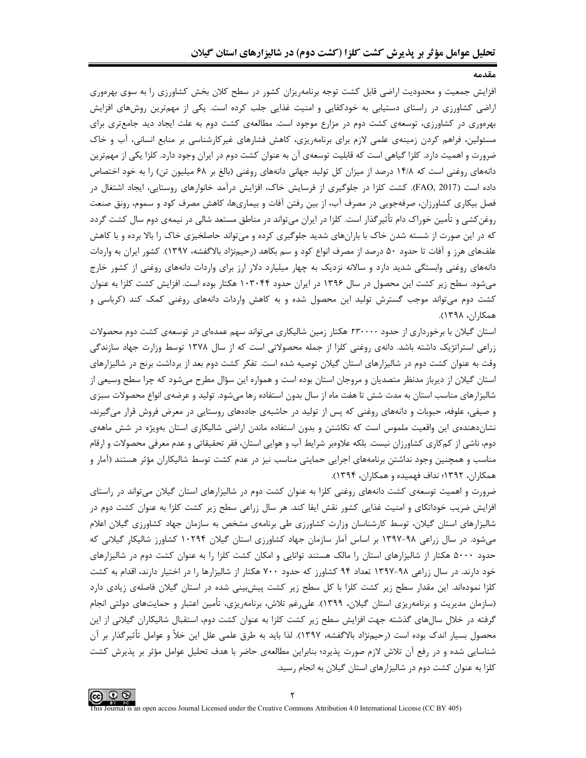## مقدمه

افزایش جمعیت و محدودیت اراضی قابل کشت توجه برنامه‌ریزان کشور در سطح کلان بخش کشاورزی را به سوی بهره‌وری اراضی کشاورزی در راستای دستیابی به خودکفایی و امنیت غذایی جلب کرده است. یکی از مهم‌ترین روش‌های افزایش بهره‌وری در کشاورزی، توسعه‌ی کشت دوم در مزارع موجود است. مطالعه‌ی کشت دوم به علت ایجاد دید جامع‌تری برای مسئولین، فراهم کردن زمینه‌ی علمی لازم برای برنامه‌ریزی، کاهش فشارهای غیرکارشناسی بر منابع انسانی، آب و خاک ضرورت و اهمیت دارد. کلزا گیاهی است که قابلیت توسعه‌ی آن به عنوان کشت دوم در ایران وجود دارد. کلزا یکی از مهم‌ترین دانه‌های روغنی است که ۱۴/۸ درصد از میزان کل تولید جهانی دانه‌های روغنی (بالغ بر ۶۸ میلیون تن) را به خود اختصاص داده است (FAO, 2017). کشت کلزا در جلوگیری از فرسایش خاک، افزایش درآمد خانوارهای روستایی، ایجاد اشتغال در فصل بیکاری کشاورزان، صرفه‌جویی در مصرف آب، از بین رفتن آفات و بیماری‌ها، کاهش مصرف کود و سموم، رونق صنعت روغن‌کشی و تأمین خوراک دام تأثیرگذار است. کلزا در ایران می‌تواند در مناطق مستعد شالی در نیمه‌ی دوم سال کشت گردد که در این صورت از شسته شدن خاک با باران‌های شدید جلوگیری کرده و می‌تواند حاصلخیزی خاک را بالا برده و با کاهش علف‌های هرز و آفات تا حدود ۵۰ درصد از مصرف انواع کود و سم بکاهد (رحیم‌نژاد بالاگفشه، ۱۳۹۷). کشور ایران به واردات دانه‌های روغنی وابستگی شدید دارد و سالانه نزدیک به چهار میلیارد دلار ارز برای واردات دانه‌های روغنی از کشور خارج می‌شود. سطح زیر کشت این محصول در سال ۱۳۹۶ در ایران حدود ۱۰۳۰۴۴ هکتار بوده است. افزایش کشت کلزا به عنوان کشت دوم می‌تواند موجب گسترش تولید این محصول شده و به کاهش واردات دانه‌های روغنی کمک کند (کرباسی و همکاران، ۱۳۹۸).

استان گیلان با برخورداری از حدود ۲۳۰۰۰۰ هکتار زمین شالیکاری می‌تواند سهم عمده‌ای در توسعه‌ی کشت دوم محصولات زراعی استراتژیک داشته باشد. دانه‌ی روغنی کلزا از جمله محصولاتی است که از سال ۱۳۷۸ توسط وزارت جهاد سازندگی وقت به عنوان کشت دوم در شالیزارهای استان گیلان توصیه شده است. تفکر کشت دوم بعد از برداشت برنج در شالیزارهای استان گیلان از دیرباز مدنظر متصدیان و مروجان استان بوده است و همواره این سؤال مطرح می‌شود که چرا سطح وسیعی از شالیزارهای مناسب استان به مدت شش تا هفت ماه از سال بدون استفاده رها می‌شود. تولید و عرضه‌ی انواع محصولات سبزی و صیفی، علوفه، حبوبات و دانه‌های روغنی که پس از تولید در حاشیه‌ی جاده‌های روستایی در معرض فروش قرار می‌گیرند، نشان‌دهنده‌ی این واقعیت ملموس است که نکاشتن و بدون استفاده ماندن اراضی شالیکاری استان به‌ویژه در شش ماهه‌ی دوم، ناشی از کم‌کاری کشاورزان نیست. بلکه علاوه‌بر شرایط آب و هوایی استان، فقر تحقیقاتی و عدم معرفی محصولات و ارقام مناسب و همچنین وجود نداشتن برنامه‌های اجرایی حمایتی مناسب نیز در عدم کشت توسط شالیکاران مؤثر هستند (آمار و همکاران، ۱۳۹۲؛ نداف فهمیده و همکاران، ۱۳۹۴).

ضرورت و اهمیت توسعه‌ی کشت دانه‌های روغنی کلزا به عنوان کشت دوم در شالیزارهای استان گیلان می‌تواند در راستای افزایش ضریب خوداتکای و امنیت غذایی کشور نقش ایفا کند. هر سال زراعی سطح زیر کشت کلزا به عنوان کشت دوم در شالیزارهای استان گیلان، توسط کارشناسان وزارت کشاورزی طی برنامه‌ی مشخص به سازمان جهاد کشاورزی گیلان اعلام می‌شود. در سال زراعی ۹۸-۱۳۹۷ بر اساس آمار سازمان جهاد کشاورزی استان گیلان ۱۰۲۹۴ کشاورز شالیکار گیلانی که حدود ۵۰۰۰ هکتار از شالیزارهای استان را مالک هستند توانایی و امکان کشت کلزا را به عنوان کشت دوم در شالیزارهای خود دارند. در سال زراعی ۹۸-۱۳۹۷ تعداد ۹۴ کشاورز که حدود ۷۰۰ هکتار از شالیزارها را در اختیار دارند، اقدام به کشت کلزا نموده‌اند. این مقدار سطح زیر کشت کلزا با کل سطح زیر کشت پیش‌بینی شده در استان گیلان فاصله‌ی زیادی دارد (سازمان مدیریت و برنامه‌ریزی استان گیلان، ۱۳۹۹). علی‌رغم تلاش، برنامه‌ریزی، تأمین اعتبار و حمایت‌های دولتی انجام گرفته در خلال سال‌های گذشته جهت افزایش سطح زیر کشت کلزا به عنوان کشت دوم، استقبال شالیکاران گیلانی از این محصول بسیار اندک بوده است (رحیم‌نژاد بالاگفشه، ۱۳۹۷). لذا باید به طرق علمی علل این خلأ و عوامل تأثیرگذار بر آن شناسایی شده و در رفع آن تلاش لازم صورت پذیرد؛ بنابراین مطالعه‌ی حاضر با هدف تحلیل عوامل مؤثر بر پذیرش کشت کلزا به عنوان کشت دوم در شالیزارهای استان گیلان به انجام رسید.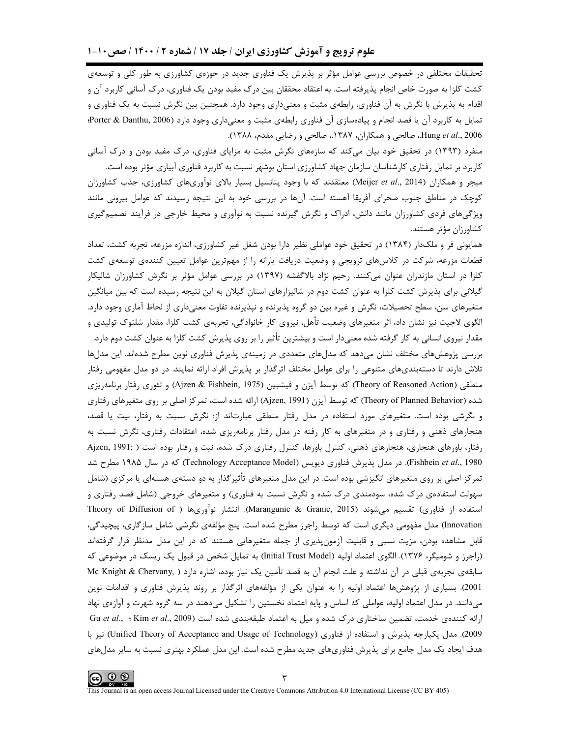تحقیقات مختلفی در خصوص بررسی عوامل مؤثر بر پذیرش یک فناوری جدید در حوزه‌ی کشاورزی به طور کلی و توسعه‌ی کشت کلزا به صورت خاص انجام پذیرفته است. به اعتقاد محققان بین درک مفید بودن یک فناوری، درک آسانی کاربرد آن و اقدام به پذیرش با نگرش به آن فناوری، رابطه‌ی مثبت و معنی‌داری وجود دارد. همچنین بین نگرش نسبت به یک فناوری و تمایل به کاربرد آن یا قصد انجام و پیاده‌سازی آن فناوری رابطه‌ی مثبت و معنی‌داری وجود دارد (Porter & Danthu, 2006؛ Hung *et al*., 2006، صالحی و همکاران، ۱۳۸۷.، صالحی و رضایی مقدم، ۱۳۸۸).

منفرد (۱۳۹۳) در تحقیق خود بیان می‌کند که سازه‌های نگرش مثبت به مزایای فناوری، درک مفید بودن و درک آسانی کاربرد بر تمایل رفتاری کارشناسان سازمان جهاد کشاورزی استان بوشهر نسبت به کاربرد فناوری آبیاری مؤثر بوده است.

میجر و همکاران (Meijer *et al*., 2014) معتقدند که با وجود پتانسیل بسیار بالای نوآوری‌های کشاورزی، جذب کشاورزان کوچک در مناطق جنوب صحرای آفریقا آهسته است. آن‌ها در بررسی خود به این نتیجه رسیدند که عوامل بیرونی مانند ویژگی‌های فردی کشاورزان مانند دانش، ادراک و نگرش گیرنده نسبت به نوآوری و محیط خارجی در فرآیند تصمیم‌گیری کشاورزان مؤثر هستند.

همایونی فر و ملک‌دار (۱۳۸۴) در تحقیق خود عواملی نظیر دارا بودن شغل غیر کشاورزی، اندازه مزرعه، تجربه کشت، تعداد قطعات مزرعه، شرکت در کلاس‌های ترویجی و وضعیت دریافت یارانه را از مهم‌ترین عوامل تعیین کننده‌ی توسعه‌ی کشت کلزا در استان مازندران عنوان می‌کنند. رحیم نژاد بالاگفشه (۱۳۹۷) در بررسی عوامل مؤثر بر نگرش کشاورزان شالیکار گیلانی برای پذیرش کشت کلزا به عنوان کشت دوم در شالیزارهای استان گیلان به این نتیجه رسیده است که بین میانگین متغیرهای سن، سطح تحصیلات، نگرش و غیره بین دو گروه پذیرنده و نپذیرنده تفاوت معنی‌داری از لحاظ آماری وجود دارد. الگوی لاجیت نیز نشان داد، اثر متغیرهای وضعیت تأهل، نیروی کار خانوادگی، تجربه‌ی کشت کلزا، مقدار شلتوک تولیدی و مقدار نیروی انسانی به کار گرفته شده معنی‌دار است و بیشترین تأثیر را بر روی پذیرش کشت کلزا به عنوان کشت دوم دارد.

بررسی پژوهش‌های مختلف نشان می‌دهد که مدل‌های متعددی در زمینه‌ی پذیرش فناوری نوین مطرح شده‌اند. این مدل‌ها تلاش دارند تا دسته‌بندی‌های متنوعی را برای عوامل مختلف اثرگذار بر پذیرش افراد ارائه نمایند. در دو مدل مفهومی رفتار منطقی (Theory of Reasoned Action) که توسط آیزن و فیشبین (Ajzen & Fishbein, 1975) و تئوری رفتار برنامه‌ریزی شده (Theory of Planned Behavior) که توسط آیزن (Ajzen, 1991) ارائه شده است، تمرکز اصلی بر روی متغیرهای رفتاری و نگرشی بوده است. متغیرهای مورد استفاده در مدل رفتار منطقی عبارت‌اند از: نگرش نسبت به رفتار، نیت یا قصد، هنجارهای ذهنی و رفتاری و در متغیرهای به کار رفته در مدل رفتار برنامه‌ریزی شده، اعتقادات رفتاری، نگرش نسبت به رفتار، باورهای هنجاری، هنجارهای ذهنی، کنترل باورها، کنترل رفتاری درک شده، نیت و رفتار بوده است (Ajzen, 1991; Fishbein *et al*., 1980). در مدل پذیرش فناوری دیویس (Technology Acceptance Model) که در سال ۱۹۸۵ مطرح شد تمرکز اصلی بر روی متغیرهای انگیزشی بوده است. در این مدل متغیرهای تأثیرگذار به دو دسته‌ی هسته‌ای یا مرکزی (شامل سهولت استفاده‌ی درک شده، سودمندی درک شده و نگرش نسبت به فناوری) و متغیرهای خروجی (شامل قصد رفتاری و استفاده از فناوری) تقسیم می‌شوند (Marangunic & Granic, 2015). انتشار نوآوری‌ها (Theory of Diffusion of Innovation) مدل مفهومی دیگری است که توسط راجرز مطرح شده است. پنج مؤلفه‌ی نگرشی شامل سازگاری، پیچیدگی، قابل مشاهده بودن، مزیت نسبی و قابلیت آزمون‌پذیری از جمله متغیرهایی هستند که در این مدل مدنظر قرار گرفته‌اند (راجرز و شومیگر، ۱۳۷۶). الگوی اعتماد اولیه (Initial Trust Model) به تمایل شخص در قبول یک ریسک در موضوعی که سابقه‌ی تجربه‌ی قبلی در آن نداشته و علت انجام آن به قصد تأمین یک نیاز بوده، اشاره دارد (Mc Knight & Chervany, 2001). بسیاری از پژوهش‌ها اعتماد اولیه را به عنوان یکی از مؤلفه‌های اثرگذار بر روند پذیرش فناوری و اقدامات نوین می‌دانند. در مدل اعتماد اولیه، عواملی که اساس و پایه اعتماد نخستین را تشکیل می‌دهند در سه گروه شهرت و آوازه‌ی نهاد ارائه کننده‌ی خدمت، تضمین ساختاری درک شده و میل به اعتماد طبقه‌بندی شده است (Kim *et al*., 2009 ؛ Gu *et al*., 2009). مدل یکپارچه پذیرش و استفاده از فناوری (Unified Theory of Acceptance and Usage of Technology) نیز با هدف ایجاد یک مدل جامع برای پذیرش فناوری‌های جدید مطرح شده است. این مدل عملکرد بهتری نسبت به سایر مدل‌های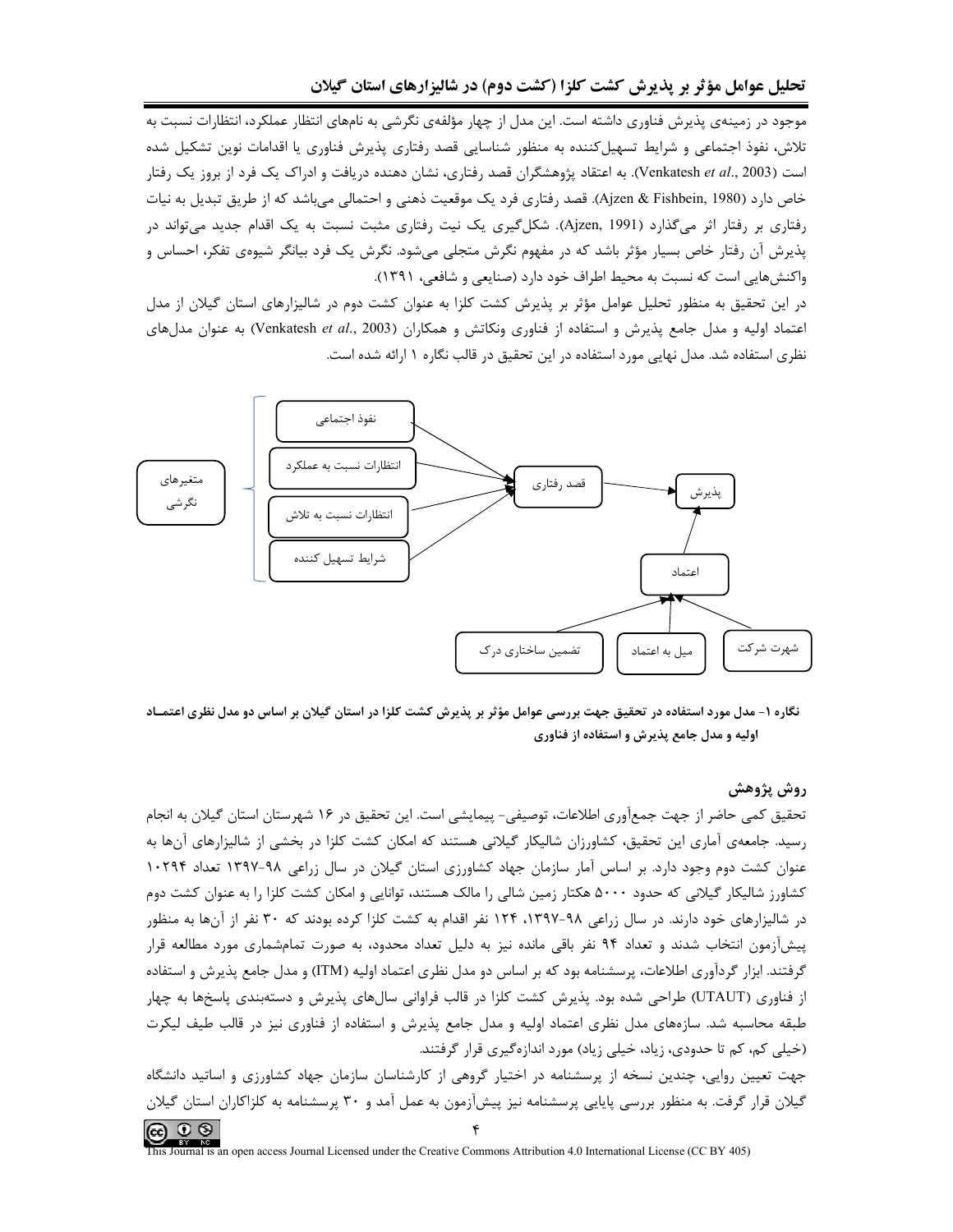موجود در زمینه‌ی پذیرش فناوری داشته است. این مدل از چهار مؤلفه‌ی نگرشی به نام‌های انتظار عملکرد، انتظارات نسبت به تلاش، نفوذ اجتماعی و شرایط تسهیل‌کننده به منظور شناسایی قصد رفتاری پذیرش فناوری یا اقدامات نوین تشکیل شده است (Venkatesh *et al*., 2003). به اعتقاد پژوهشگران قصد رفتاری، نشان دهنده دریافت و ادراک یک فرد از بروز یک رفتار خاص دارد (Ajzen & Fishbein, 1980). قصد رفتاری فرد یک موقعیت ذهنی و احتمالی می‌باشد که از طریق تبدیل به نیات رفتاری بر رفتار اثر می‌گذارد (Ajzen, 1991). شکل‌گیری یک نیت رفتاری مثبت نسبت به یک اقدام جدید می‌تواند در پذیرش آن رفتار خاص بسیار مؤثر باشد که در مفهوم نگرش متجلی می‌شود. نگرش یک فرد بیانگر شیوه‌ی تفکر، احساس و واکنش‌هایی است که نسبت به محیط اطراف خود دارد (صنایعی و شافعی، ۱۳۹۱).

در این تحقیق به منظور تحلیل عوامل مؤثر بر پذیرش کشت کلزا به عنوان کشت دوم در شالیزارهای استان گیلان از مدل اعتماد اولیه و مدل جامع پذیرش و استفاده از فناوری ونکاتش و همکاران (Venkatesh *et al*., 2003) به عنوان مدل‌های نظری استفاده شد. مدل نهایی مورد استفاده در این تحقیق در قالب نگاره ۱ ارائه شده است.

**نگاره ۱- مدل مورد استفاده در تحقیق جهت بررسی عوامل مؤثر بر پذیرش کشت کلزا در استان گیلان بر اساس دو مدل نظری اعتماد اولیه و مدل جامع پذیرش و استفاده از فناوری**

## روش پژوهش

تحقیق کمی حاضر از جهت جمع‌آوری اطلاعات، توصیفی- پیمایشی است. این تحقیق در ۱۶ شهرستان استان گیلان به انجام رسید. جامعه‌ی آماری این تحقیق، کشاورزان شالیکار گیلانی هستند که امکان کشت کلزا در بخشی از شالیزارهای آن‌ها به عنوان کشت دوم وجود دارد. بر اساس آمار سازمان جهاد کشاورزی استان گیلان در سال زراعی ۹۸-۱۳۹۷ تعداد ۱۰۲۹۴ کشاورز شالیکار گیلانی که حدود ۵۰۰۰ هکتار زمین شالی را مالک هستند، توانایی و امکان کشت کلزا را به عنوان کشت دوم در شالیزارهای خود دارند. در سال زراعی ۹۸-۱۳۹۷، ۱۲۴ نفر اقدام به کشت کلزا کرده بودند که ۳۰ نفر از آن‌ها به منظور پیش‌آزمون انتخاب شدند و تعداد ۹۴ نفر باقی مانده نیز به دلیل تعداد محدود، به صورت تمام‌شماری مورد مطالعه قرار گرفتند. ابزار گردآوری اطلاعات، پرسشنامه بود که بر اساس دو مدل نظری اعتماد اولیه (ITM) و مدل جامع پذیرش و استفاده از فناوری (UTAUT) طراحی شده بود. پذیرش کشت کلزا در قالب فراوانی سال‌های پذیرش و دسته‌بندی پاسخ‌ها به چهار طبقه محاسبه شد. سازه‌های مدل نظری اعتماد اولیه و مدل جامع پذیرش و استفاده از فناوری نیز در قالب طیف لیکرت (خیلی کم، کم تا حدودی، زیاد، خیلی زیاد) مورد اندازه‌گیری قرار گرفتند.

جهت تعیین روایی، چندین نسخه از پرسشنامه در اختیار گروهی از کارشناسان سازمان جهاد کشاورزی و اساتید دانشگاه گیلان قرار گرفت. به منظور بررسی پایایی پرسشنامه نیز پیش‌آزمون به عمل آمد و ۳۰ پرسشنامه به کلزاکاران استان گیلان

This Journal is an open access Journal Licensed under the Creative Commons Attribution 4.0 International License (CC BY 405)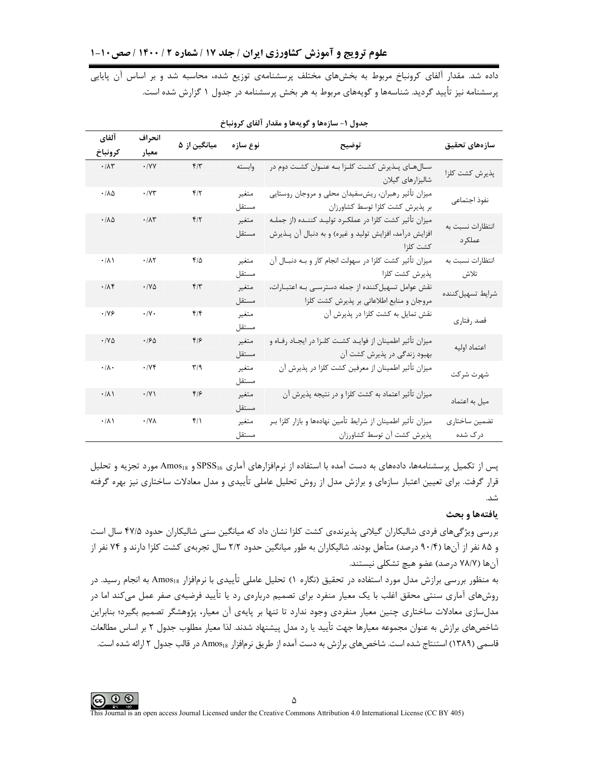داده شد. مقدار آلفای کرونباخ مربوط به بخش‌های مختلف پرسشنامه‌ی توزیع شده، محاسبه شد و بر اساس آن پایایی پرسشنامه نیز تأیید گردید. شناسه‌ها و گویه‌های مربوط به هر بخش پرسشنامه در جدول ۱ گزارش شده است.

جدول ۱- سازه‌ها و گویه‌ها و مقدار آلفای کرونباخ

| سازه‌های تحقیق | توضیح | نوع سازه | میانگین از ۵ | انحراف معیار | آلفای کرونباخ |
|---|---|---|---|---|---|
| پذیرش کشت کلزا | سال‌های پذیرش کشت کلزا به عنوان کشت دوم در شالیزارهای گیلان | وابسته | ۴/۳ | ۰/۷۷ | ۰/۸۳ |
| نفوذ اجتماعی | میزان تأثیر رهبران، ریش‌سفیدان محلی و مروجان روستایی بر پذیرش کشت کلزا توسط کشاورزان | متغیر مستقل | ۴/۲ | ۰/۷۳ | ۰/۸۵ |
| انتظارات نسبت به عملکرد | میزان تأثیر کشت کلزا در عملکرد تولید کننده (از جمله افزایش درآمد، افزایش تولید و غیره) و به دنبال آن پذیرش کشت کلزا | متغیر مستقل | ۴/۲ | ۰/۸۳ | ۰/۸۵ |
| انتظارات نسبت به تلاش | میزان تأثیر کشت کلزا در سهولت انجام کار و به دنبال آن پذیرش کشت کلزا | متغیر مستقل | ۴/۵ | ۰/۸۲ | ۰/۸۱ |
| شرایط تسهیل‌کننده | نقش عوامل تسهیل‌کننده از جمله دسترسی به اعتبارات، مروجان و منابع اطلاعاتی بر پذیرش کشت کلزا | متغیر مستقل | ۴/۳ | ۰/۷۵ | ۰/۸۴ |
| قصد رفتاری | نقش تمایل به کشت کلزا در پذیرش آن | متغیر مستقل | ۴/۴ | ۰/۷۰ | ۰/۷۶ |
| اعتماد اولیه | میزان تأثیر اطمینان از فواید کشت کلزا در ایجاد رفاه و بهبود زندگی در پذیرش کشت آن | متغیر مستقل | ۴/۶ | ۰/۶۵ | ۰/۷۵ |
| شهرت شرکت | میزان تأثیر اطمینان از معرفین کشت کلزا در پذیرش آن | متغیر مستقل | ۳/۹ | ۰/۷۴ | ۰/۸۰ |
| میل به اعتماد | میزان تأثیر اعتماد به کشت کلزا و در نتیجه پذیرش آن | متغیر مستقل | ۴/۶ | ۰/۷۱ | ۰/۸۱ |
| تضمین ساختاری درک شده | میزان تأثیر اطمینان از شرایط تأمین نهاده‌ها و بازار کلزا بر پذیرش کشت آن توسط کشاورزان | متغیر مستقل | ۴/۱ | ۰/۷۸ | ۰/۸۱ |

پس از تکمیل پرسشنامه‌ها، داده‌های به دست آمده با استفاده از نرم‌افزارهای آماری $SPSS_{16}$ و $Amos_{18}$ مورد تجزیه و تحلیل قرار گرفت. برای تعیین اعتبار سازه‌ای و برازش مدل از روش تحلیل عاملی تأییدی و مدل معادلات ساختاری نیز بهره گرفته شد.

### یافته‌ها و بحث

بررسی ویژگی‌های فردی شالیکاران گیلانی پذیرنده‌ی کشت کلزا نشان داد که میانگین سنی شالیکاران حدود ۴۷/۵ سال است و ۸۵ نفر از آن‌ها (۹۰/۴ درصد) متأهل بودند. شالیکاران به طور میانگین حدود ۲/۲ سال تجربه‌ی کشت کلزا دارند و ۷۴ نفر از آن‌ها (۷۸/۷ درصد) عضو هیچ تشکلی نیستند.

به منظور بررسی برازش مدل مورد استفاده در تحقیق (نگاره ۱) تحلیل عاملی تأییدی با نرم‌افزار $Amos_{18}$ به انجام رسید. در روش‌های آماری سنتی محقق اغلب با یک معیار منفرد برای تصمیم درباره‌ی رد یا تأیید فرضیه‌ی صفر عمل می‌کند اما در مدل‌سازی معادلات ساختاری چنین معیار منفردی وجود ندارد تا تنها بر پایه‌ی آن معیار، پژوهشگر تصمیم بگیرد؛ بنابراین شاخص‌های برازش به عنوان مجموعه معیارها جهت تأیید یا رد مدل پیشنهاد شدند. لذا معیار مطلوب جدول ۲ بر اساس مطالعات قاسمی (۱۳۸۹) استنتاج شده است. شاخص‌های برازش به دست آمده از طریق نرم‌افزار $Amos_{18}$ در قالب جدول ۲ ارائه شده است.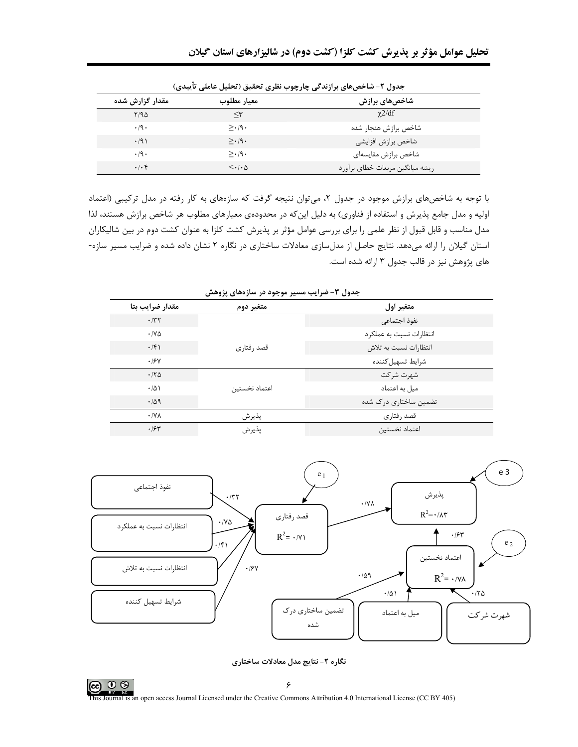جدول ۲- شاخص‌های برازندگی چارچوب نظری تحقیق (تحلیل عاملی تأییدی)

| شاخص‌های برازش | معیار مطلوب | مقدار گزارش شده |
|---|---|---|
| $\chi2/df$ | ≤۳ | ۲/۹۵ |
| شاخص برازش هنجار شده | ≥۰/۹۰ | ۰/۹۰ |
| شاخص برازش افزایشی | ≥۰/۹۰ | ۰/۹۱ |
| شاخص برازش مقایسه‌ای | ≥۰/۹۰ | ۰/۹۰ |
| ریشه میانگین مربعات خطای برآورد | <۰/۰۵ | ۰/۰۴ |

با توجه به شاخص‌های برازش موجود در جدول ۲، می‌توان نتیجه گرفت که سازه‌های به کار رفته در مدل ترکیبی (اعتماد اولیه و مدل جامع پذیرش و استفاده از فناوری) به دلیل این‌که در محدوده‌ی معیارهای مطلوب هر شاخص برازش هستند، لذا مدل مناسب و قابل قبول از نظر علمی را برای بررسی عوامل مؤثر بر پذیرش کشت کلزا به عنوان کشت دوم در بین شالیکاران استان گیلان را ارائه می‌دهد. نتایج حاصل از مدل‌سازی معادلات ساختاری در نگاره ۲ نشان داده شده و ضرایب مسیر سازه-های پژوهش نیز در قالب جدول ۳ ارائه شده است.

جدول ۳- ضرایب مسیر موجود در سازه‌های پژوهش

| متغیر اول | متغیر دوم | مقدار ضرایب بتا |
|---|---|---|
| نفوذ اجتماعی | قصد رفتاری | ۰/۳۲ |
| انتظارات نسبت به عملکرد | | ۰/۷۵ |
| انتظارات نسبت به تلاش | | ۰/۴۱ |
| شرایط تسهیل‌کننده | | ۰/۶۷ |
| شهرت شرکت | اعتماد نخستین | ۰/۲۵ |
| میل به اعتماد | | ۰/۵۱ |
| تضمین ساختاری درک شده | | ۰/۵۹ |
| قصد رفتاری | پذیرش | ۰/۷۸ |
| اعتماد نخستین | پذیرش | ۰/۶۳ |

نگاره ۲- نتایج مدل معادلات ساختاری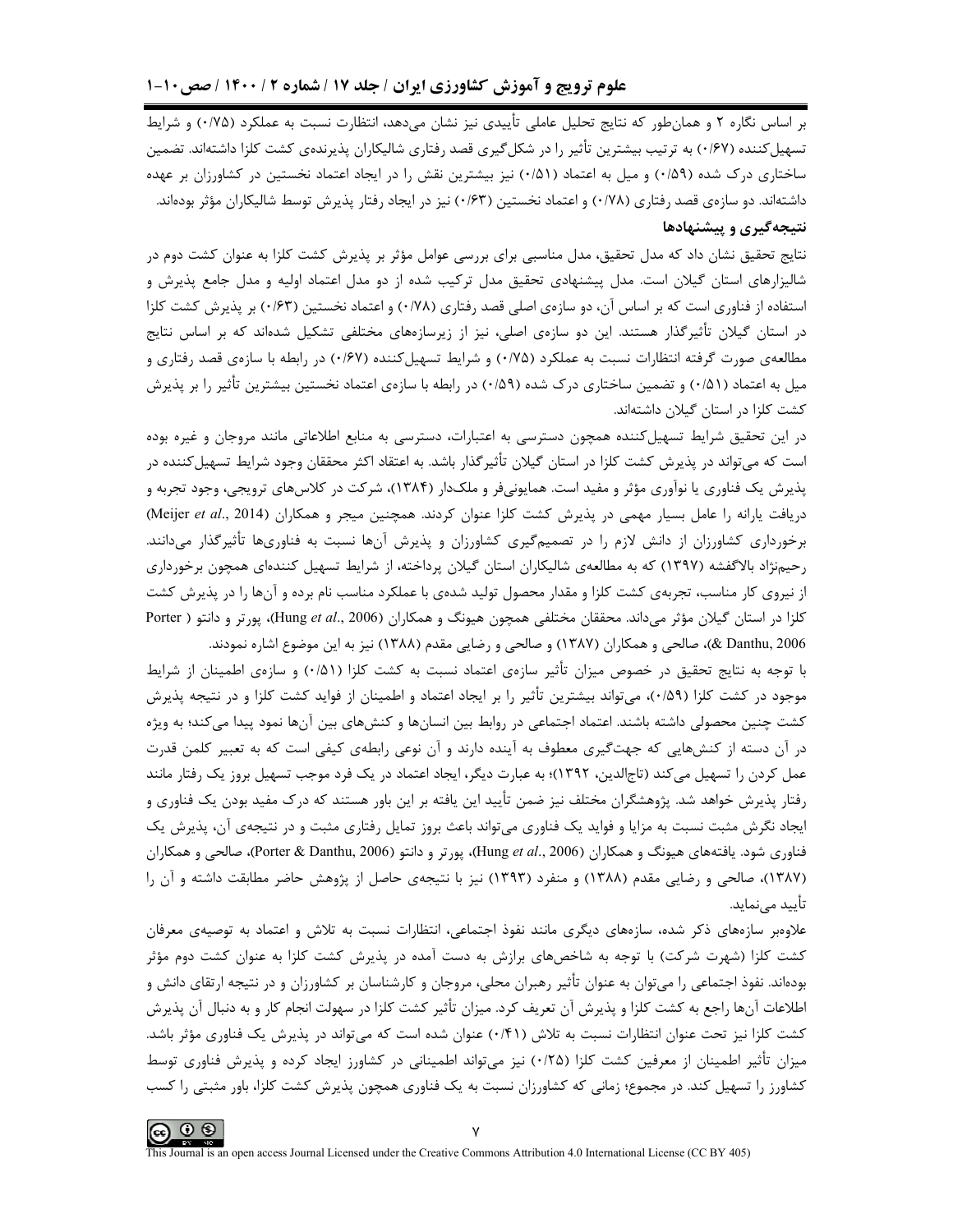بر اساس نگاره ۲ و همان‌طور که نتایج تحلیل عاملی تأییدی نیز نشان می‌دهد، انتظارت نسبت به عملکرد (۰/۷۵) و شرایط تسهیل‌کننده (۰/۶۷) به ترتیب بیشترین تأثیر را در شکل‌گیری قصد رفتاری شالیکاران پذیرنده‌ی کشت کلزا داشته‌اند. تضمین ساختاری درک شده (۰/۵۹) و میل به اعتماد (۰/۵۱) نیز بیشترین نقش را در ایجاد اعتماد نخستین در کشاورزان بر عهده داشته‌اند. دو سازه‌ی قصد رفتاری (۰/۷۸) و اعتماد نخستین (۰/۶۳) نیز در ایجاد رفتار پذیرش توسط شالیکاران مؤثر بوده‌اند.

## نتیجه‌گیری و پیشنهادها

نتایج تحقیق نشان داد که مدل تحقیق، مدل مناسبی برای بررسی عوامل مؤثر بر پذیرش کشت کلزا به عنوان کشت دوم در شالیزارهای استان گیلان است. مدل پیشنهادی تحقیق مدل ترکیب شده از دو مدل اعتماد اولیه و مدل جامع پذیرش و استفاده از فناوری است که بر اساس آن، دو سازه‌ی اصلی قصد رفتاری (۰/۷۸) و اعتماد نخستین (۰/۶۳) بر پذیرش کشت کلزا در استان گیلان تأثیرگذار هستند. این دو سازه‌ی اصلی، نیز از زیرسازه‌های مختلفی تشکیل شده‌اند که بر اساس نتایج مطالعه‌ی صورت گرفته انتظارات نسبت به عملکرد (۰/۷۵) و شرایط تسهیل‌کننده (۰/۶۷) در رابطه با سازه‌ی قصد رفتاری و میل به اعتماد (۰/۵۱) و تضمین ساختاری درک شده (۰/۵۹) در رابطه با سازه‌ی اعتماد نخستین بیشترین تأثیر را بر پذیرش کشت کلزا در استان گیلان داشته‌اند.

در این تحقیق شرایط تسهیل‌کننده همچون دسترسی به اعتبارات، دسترسی به منابع اطلاعاتی مانند مروجان و غیره بوده است که می‌تواند در پذیرش کشت کلزا در استان گیلان تأثیرگذار باشد. به اعتقاد اکثر محققان وجود شرایط تسهیل‌کننده در پذیرش یک فناوری یا نوآوری مؤثر و مفید است. همایونی‌فر و ملک‌دار (۱۳۸۴)، شرکت در کلاس‌های ترویجی، وجود تجربه و دریافت یارانه را عامل بسیار مهمی در پذیرش کشت کلزا عنوان کردند. همچنین میجر و همکاران (Meijer *et al*., 2014) برخورداری کشاورزان از دانش لازم را در تصمیم‌گیری کشاورزان و پذیرش آن‌ها نسبت به فناوری‌ها تأثیرگذار می‌دانند. رحیم‌نژاد بالاگفشه (۱۳۹۷) که به مطالعه‌ی شالیکاران استان گیلان پرداخته، از شرایط تسهیل کننده‌ای همچون برخورداری از نیروی کار مناسب، تجربه‌ی کشت کلزا و مقدار محصول تولید شده‌ی با عملکرد مناسب نام برده و آن‌ها را در پذیرش کشت کلزا در استان گیلان مؤثر می‌داند. محققان مختلفی همچون هیونگ و همکاران (Hung *et al*., 2006)، پورتر و دانتو (Porter & Danthu, 2006)، صالحی و همکاران (۱۳۸۷) و صالحی و رضایی مقدم (۱۳۸۸) نیز به این موضوع اشاره نمودند.

با توجه به نتایج تحقیق در خصوص میزان تأثیر سازه‌ی اعتماد نسبت به کشت کلزا (۰/۵۱) و سازه‌ی اطمینان از شرایط موجود در کشت کلزا (۰/۵۹)، می‌تواند بیشترین تأثیر را بر ایجاد اعتماد و اطمینان از فواید کشت کلزا و در نتیجه پذیرش کشت چنین محصولی داشته باشند. اعتماد اجتماعی در روابط بین انسان‌ها و کنش‌های بین آن‌ها نمود پیدا می‌کند؛ به ویژه در آن دسته از کنش‌هایی که جهت‌گیری معطوف به آینده دارند و آن نوعی رابطه‌ی کیفی است که به تعبیر کلمن قدرت عمل کردن را تسهیل می‌کند (تاج‌الدین، ۱۳۹۲)؛ به عبارت دیگر، ایجاد اعتماد در یک فرد موجب تسهیل بروز یک رفتار مانند رفتار پذیرش خواهد شد. پژوهشگران مختلف نیز ضمن تأیید این یافته بر این باور هستند که درک مفید بودن یک فناوری و ایجاد نگرش مثبت نسبت به مزایا و فواید یک فناوری می‌تواند باعث بروز تمایل رفتاری مثبت و در نتیجه‌ی آن، پذیرش یک فناوری شود. یافته‌های هیونگ و همکاران (Hung *et al*., 2006)، پورتر و دانتو (Porter & Danthu, 2006)، صالحی و همکاران (۱۳۸۷)، صالحی و رضایی مقدم (۱۳۸۸) و منفرد (۱۳۹۳) نیز با نتیجه‌ی حاصل از پژوهش حاضر مطابقت داشته و آن را تأیید می‌نماید.

علاوه‌بر سازه‌های ذکر شده، سازه‌های دیگری مانند نفوذ اجتماعی، انتظارات نسبت به تلاش و اعتماد به توصیه‌ی معرفان کشت کلزا (شهرت شرکت) با توجه به شاخص‌های برازش به دست آمده در پذیرش کشت کلزا به عنوان کشت دوم مؤثر بوده‌اند. نفوذ اجتماعی را می‌توان به عنوان تأثیر رهبران محلی، مروجان و کارشناسان بر کشاورزان و در نتیجه ارتقای دانش و اطلاعات آن‌ها راجع به کشت کلزا و پذیرش آن تعریف کرد. میزان تأثیر کشت کلزا در سهولت انجام کار و به دنبال آن پذیرش کشت کلزا نیز تحت عنوان انتظارات نسبت به تلاش (۰/۴۱) عنوان شده است که می‌تواند در پذیرش یک فناوری مؤثر باشد. میزان تأثیر اطمینان از معرفین کشت کلزا (۰/۲۵) نیز می‌تواند اطمینانی در کشاورز ایجاد کرده و پذیرش فناوری توسط کشاورز را تسهیل کند. در مجموع؛ زمانی که کشاورزان نسبت به یک فناوری همچون پذیرش کشت کلزا، باور مثبتی را کسب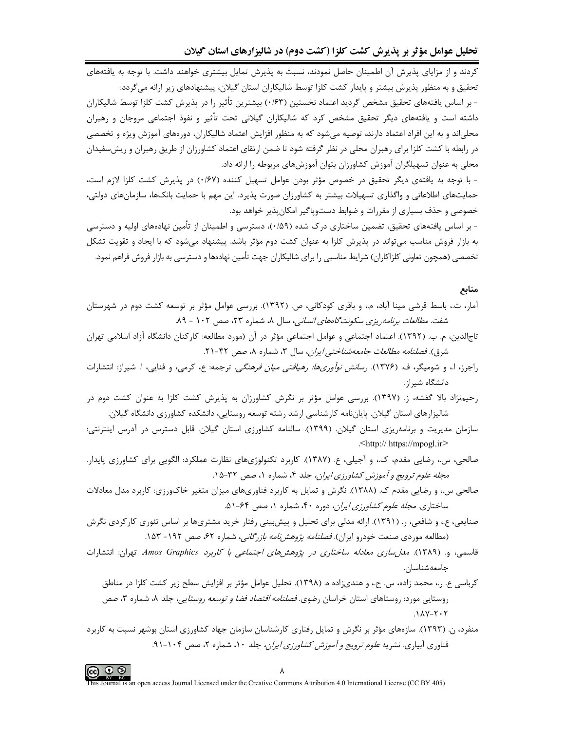کردند و از مزایای پذیرش آن اطمینان حاصل نمودند، نسبت به پذیرش تمایل بیشتری خواهند داشت. با توجه به یافته‌های تحقیق و به منظور پذیرش بیشتر و پایدار کشت کلزا توسط شالیکاران استان گیلان، پیشنهادهای زیر ارائه می‌گردد:

- بر اساس یافته‌های تحقیق مشخص گردید اعتماد نخستین (۰/۶۳) بیشترین تأثیر را در پذیرش کشت کلزا توسط شالیکاران داشته است و یافته‌های دیگر تحقیق مشخص کرد که شالیکاران گیلانی تحت تأثیر و نفوذ اجتماعی مروجان و رهبران محلی‌اند و به این افراد اعتماد دارند، توصیه می‌شود که به منظور افزایش اعتماد شالیکاران، دوره‌های آموزش ویژه و تخصصی در رابطه با کشت کلزا برای رهبران محلی در نظر گرفته شود تا ضمن ارتقای اعتماد کشاورزان از طریق رهبران و ریش‌سفیدان محلی به عنوان تسهیلگران آموزش کشاورزان بتوان آموزش‌های مربوطه را ارائه داد.

- با توجه به یافته‌ی دیگر تحقیق در خصوص مؤثر بودن عوامل تسهیل کننده (۰/۶۷) در پذیرش کشت کلزا لازم است، حمایت‌های اطلاعاتی و واگذاری تسهیلات بیشتر به کشاورزان صورت پذیرد. این مهم با حمایت بانک‌ها، سازمان‌های دولتی، خصوصی و حذف بسیاری از مقررات و ضوابط دست‌وپاگیر امکان‌پذیر خواهد بود.

- بر اساس یافته‌های تحقیق، تضمین ساختاری درک شده (۰/۵۹)، دسترسی و اطمینان از تأمین نهاده‌های اولیه و دسترسی به بازار فروش مناسب می‌تواند در پذیرش کلزا به عنوان کشت دوم مؤثر باشد. پیشنهاد می‌شود که با ایجاد و تقویت تشکل تخصصی (همچون تعاونی کلزاکاران) شرایط مناسبی را برای شالیکاران جهت تأمین نهاده‌ها و دسترسی به بازار فروش فراهم نمود.

## منابع

آمار، ت.، باسط قرشی مینا آباد، م.، و باقری کودکانی، ص. (۱۳۹۲). بررسی عوامل مؤثر بر توسعه کشت دوم در شهرستان شفت. *مطالعات برنامه‌ریزی سکونت‌گاه‌های انسانی*، سال ۸، شماره ۲۳، صص ۱۰۲ - ۸۹.

تاج‌الدین، م. ب. (۱۳۹۲). اعتماد اجتماعی و عوامل اجتماعی مؤثر در آن (مورد مطالعه: کارکنان دانشگاه آزاد اسلامی تهران شرق). *فصلنامه مطالعات جامعه‌شناختی ایران*، سال ۳، شماره ۸، صص ۴۲-۲۱.

راجرز، ا.، و شومیگر، ف. (۱۳۷۶). *رسانش نوآوری‌ها: رهیافتی میان فرهنگی*. ترجمه: ع، کرمی، و فنایی، ا. شیراز: انتشارات دانشگاه شیراز.

رحیم‌نژاد بالا گفشه، ز. (۱۳۹۷). بررسی عوامل مؤثر بر نگرش کشاورزان به پذیرش کشت کلزا به عنوان کشت دوم در شالیزارهای استان گیلان. پایان‌نامه کارشناسی ارشد رشته توسعه روستایی، دانشکده کشاورزی دانشگاه گیلان.

سازمان مدیریت و برنامه‌ریزی استان گیلان. (۱۳۹۹). سالنامه کشاورزی استان گیلان. قابل دسترس در آدرس اینترنتی: <http:// https://mpogl.ir>.

صالحی، س.، رضایی مقدم، ک.، و آجیلی، ع. (۱۳۸۷). کاربرد تکنولوژی‌های نظارت عملکرد: الگویی برای کشاورزی پایدار. *مجله علوم ترویج و آموزش کشاورزی ایران*، جلد ۴، شماره ۱، صص ۳۲-۱۵.

صالحی س.، و رضایی مقدم ک. (۱۳۸۸). نگرش و تمایل به کاربرد فناوری‌های میزان متغیر خاک‌ورزی: کاربرد مدل معادلات ساختاری. *مجله علوم کشاورزی ایران*، دوره ۴۰، شماره ۱، صص ۶۴-۵۱.

صنایعی، ع.، و شافعی، ر. (۱۳۹۱). ارائه مدلی برای تحلیل و پیش‌بینی رفتار خرید مشتری‌ها بر اساس تئوری کارکردی نگرش (مطالعه موردی صنعت خودرو ایران). *فصلنامه پژوهش‌نامه بازرگانی*، شماره ۶۲، صص ۱۹۲- ۱۵۳.

قاسمی، و. (۱۳۸۹). *مدل‌سازی معادله ساختاری در پژوهش‌های اجتماعی با کاربرد Amos Graphics*. تهران: انتشارات جامعه‌شناسان.

کرباسی ع. ر.، محمد زاده، س. ح.، و هندی‌زاده ه. (۱۳۹۸). تحلیل عوامل مؤثر بر افزایش سطح زیر کشت کلزا در مناطق روستایی مورد: روستاهای استان خراسان رضوی. *فصلنامه اقتصاد فضا و توسعه روستایی*، جلد ۸، شماره ۳، صص ۲۰۲-۱۸۷.

منفرد، ن. (۱۳۹۳). سازه‌های مؤثر بر نگرش و تمایل رفتاری کارشناسان سازمان جهاد کشاورزی استان بوشهر نسبت به کاربرد فناوری آبیاری. نشریه *علوم ترویج و آموزش کشاورزی ایران*، جلد ۱۰، شماره ۲، صص ۱۰۴-۹۱.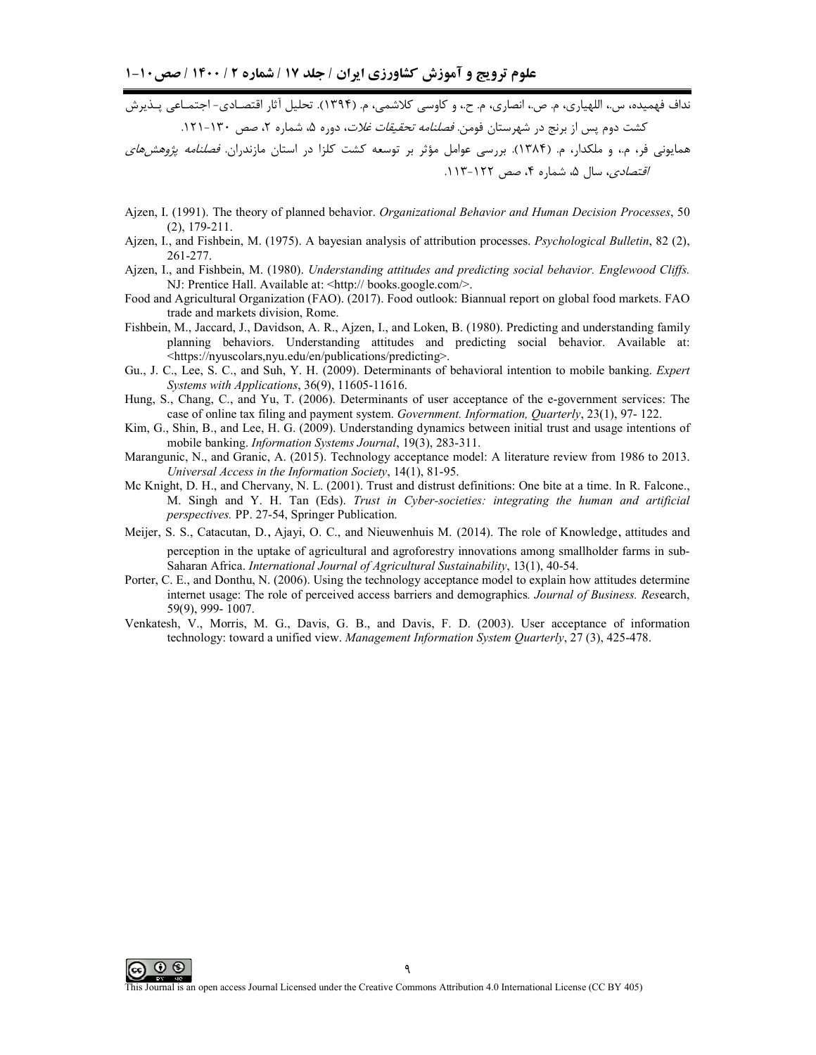نداف فهمیده، س.، اللهیاری، م. ص.، انصاری، م. ح.، و کاوسی کلاشمی، م. (۱۳۹۴). تحلیل آثار اقتصادی- اجتماعی پذیرش کشت دوم پس از برنج در شهرستان فومن. *فصلنامه تحقیقات غلات*، دوره ۵، شماره ۲، صص ۱۳۰-۱۲۱.

همایونی فر، م.، و ملکدار، م. (۱۳۸۴). بررسی عوامل مؤثر بر توسعه کشت کلزا در استان مازندران. *فصلنامه پژوهش‌های اقتصادی*، سال ۵، شماره ۴، صص ۱۲۲-۱۱۳.

Ajzen, I. (1991). The theory of planned behavior. *Organizational Behavior and Human Decision Processes*, 50 (2), 179-211.

Ajzen, I., and Fishbein, M. (1975). A bayesian analysis of attribution processes. *Psychological Bulletin*, 82 (2), 261-277.

Ajzen, I., and Fishbein, M. (1980). *Understanding attitudes and predicting social behavior. Englewood Cliffs.* NJ: Prentice Hall. Available at: <http:// books.google.com/>.

Food and Agricultural Organization (FAO). (2017). Food outlook: Biannual report on global food markets. FAO trade and markets division, Rome.

Fishbein, M., Jaccard, J., Davidson, A. R., Ajzen, I., and Loken, B. (1980). Predicting and understanding family planning behaviors. Understanding attitudes and predicting social behavior. Available at: <https://nyuscolars,nyu.edu/en/publications/predicting>.

Gu., J. C., Lee, S. C., and Suh, Y. H. (2009). Determinants of behavioral intention to mobile banking. *Expert Systems with Applications*, 36(9), 11605-11616.

Hung, S., Chang, C., and Yu, T. (2006). Determinants of user acceptance of the e-government services: The case of online tax filing and payment system. *Government. Information, Quarterly*, 23(1), 97- 122.

Kim, G., Shin, B., and Lee, H. G. (2009). Understanding dynamics between initial trust and usage intentions of mobile banking. *Information Systems Journal*, 19(3), 283-311.

Marangunic, N., and Granic, A. (2015). Technology acceptance model: A literature review from 1986 to 2013. *Universal Access in the Information Society*, 14(1), 81-95.

Mc Knight, D. H., and Chervany, N. L. (2001). Trust and distrust definitions: One bite at a time. In R. Falcone., M. Singh and Y. H. Tan (Eds). *Trust in Cyber-societies: integrating the human and artificial perspectives.* PP. 27-54, Springer Publication.

Meijer, S. S., Catacutan, D., Ajayi, O. C., and Nieuwenhuis M. (2014). The role of Knowledge, attitudes and perception in the uptake of agricultural and agroforestry innovations among smallholder farms in sub-Saharan Africa. *International Journal of Agricultural Sustainability*, 13(1), 40-54.

Porter, C. E., and Donthu, N. (2006). Using the technology acceptance model to explain how attitudes determine internet usage: The role of perceived access barriers and demographics*. Journal of Business. Res*earch, 59(9), 999- 1007.

Venkatesh, V., Morris, M. G., Davis, G. B., and Davis, F. D. (2003). User acceptance of information technology: toward a unified view. *Management Information System Quarterly*, 27 (3), 425-478.

This Journal is an open access Journal Licensed under the Creative Commons Attribution 4.0 International License (CC BY 405)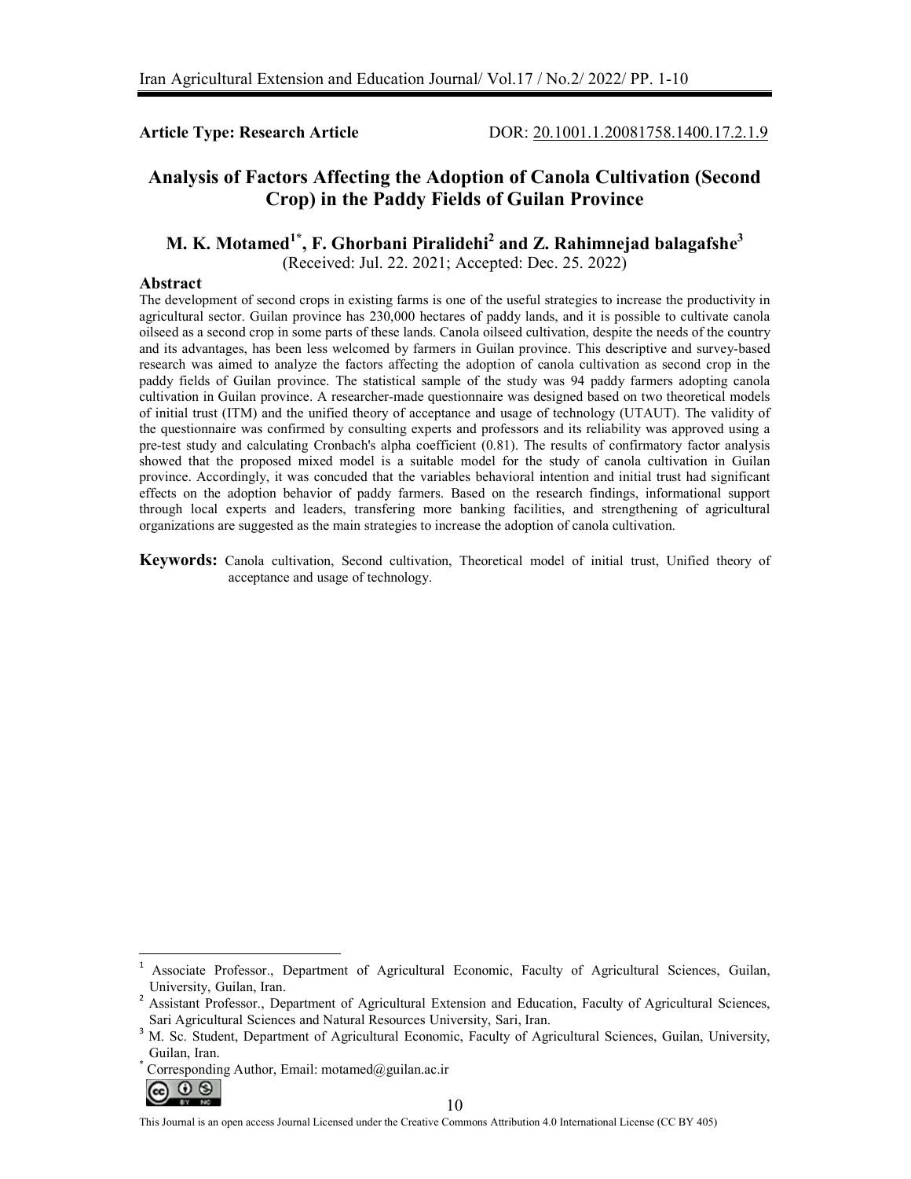**Article Type: Research Article** DOR: 20.1001.1.20081758.1400.17.2.1.9

# Analysis of Factors Affecting the Adoption of Canola Cultivation (Second Crop) in the Paddy Fields of Guilan Province

## M. K. Motamed[1*], F. Ghorbani Piralidehi[2] and Z. Rahimnejad balagafshe[3]

(Received: Jul. 22. 2021; Accepted: Dec. 25. 2022)

### Abstract

The development of second crops in existing farms is one of the useful strategies to increase the productivity in agricultural sector. Guilan province has 230,000 hectares of paddy lands, and it is possible to cultivate canola oilseed as a second crop in some parts of these lands. Canola oilseed cultivation, despite the needs of the country and its advantages, has been less welcomed by farmers in Guilan province. This descriptive and survey-based research was aimed to analyze the factors affecting the adoption of canola cultivation as second crop in the paddy fields of Guilan province. The statistical sample of the study was 94 paddy farmers adopting canola cultivation in Guilan province. A researcher-made questionnaire was designed based on two theoretical models of initial trust (ITM) and the unified theory of acceptance and usage of technology (UTAUT). The validity of the questionnaire was confirmed by consulting experts and professors and its reliability was approved using a pre-test study and calculating Cronbach's alpha coefficient (0.81). The results of confirmatory factor analysis showed that the proposed mixed model is a suitable model for the study of canola cultivation in Guilan province. Accordingly, it was concuded that the variables behavioral intention and initial trust had significant effects on the adoption behavior of paddy farmers. Based on the research findings, informational support through local experts and leaders, transfering more banking facilities, and strengthening of agricultural organizations are suggested as the main strategies to increase the adoption of canola cultivation.

**Keywords:** Canola cultivation, Second cultivation, Theoretical model of initial trust, Unified theory of acceptance and usage of technology.

---

[1] Associate Professor., Department of Agricultural Economic, Faculty of Agricultural Sciences, Guilan, University, Guilan, Iran.

[2] Assistant Professor., Department of Agricultural Extension and Education, Faculty of Agricultural Sciences, Sari Agricultural Sciences and Natural Resources University, Sari, Iran.

[3] M. Sc. Student, Department of Agricultural Economic, Faculty of Agricultural Sciences, Guilan, University, Guilan, Iran.

[*] Corresponding Author, Email: motamed@guilan.ac.ir

This Journal is an open access Journal Licensed under the Creative Commons Attribution 4.0 International License (CC BY 405)